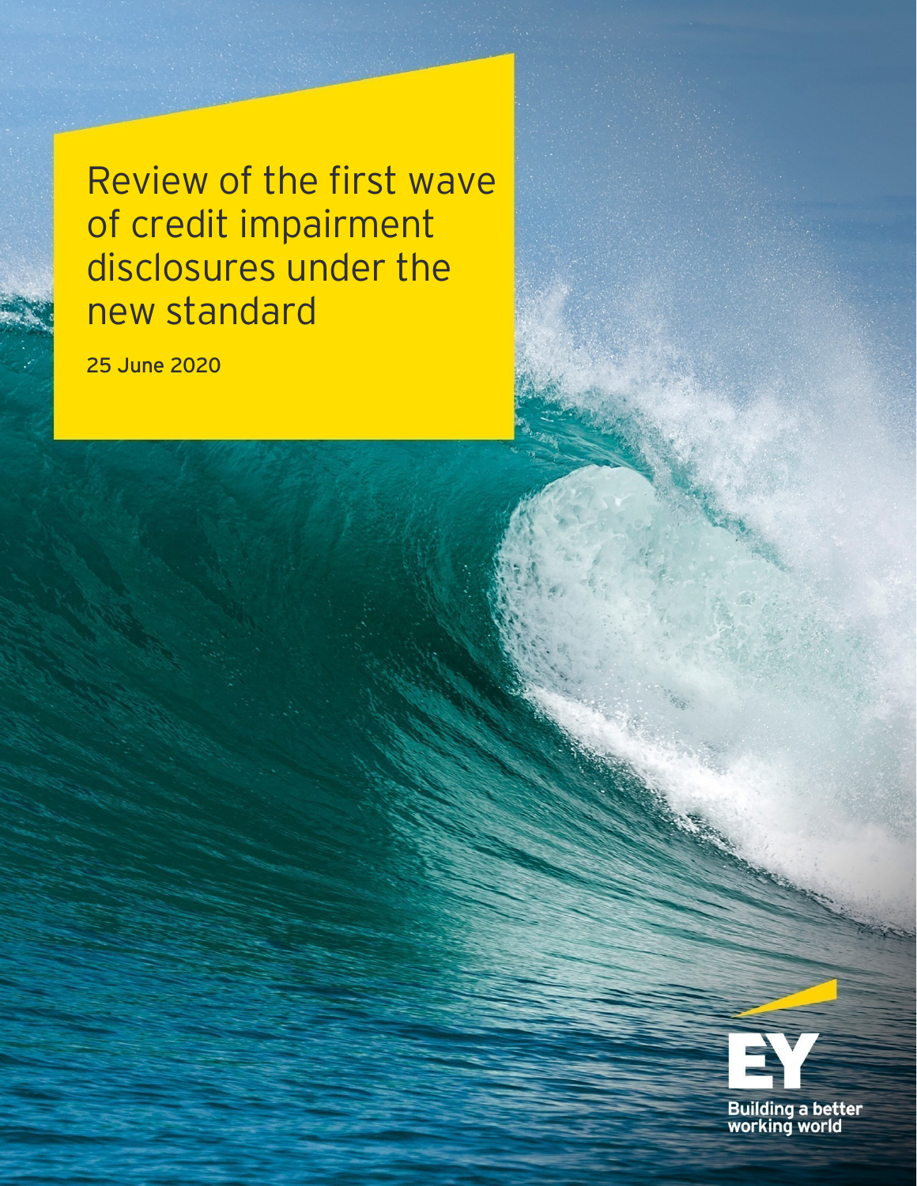# Review of the first wave of credit impairment disclosures under the new standard

25 June 2020

Building a better working world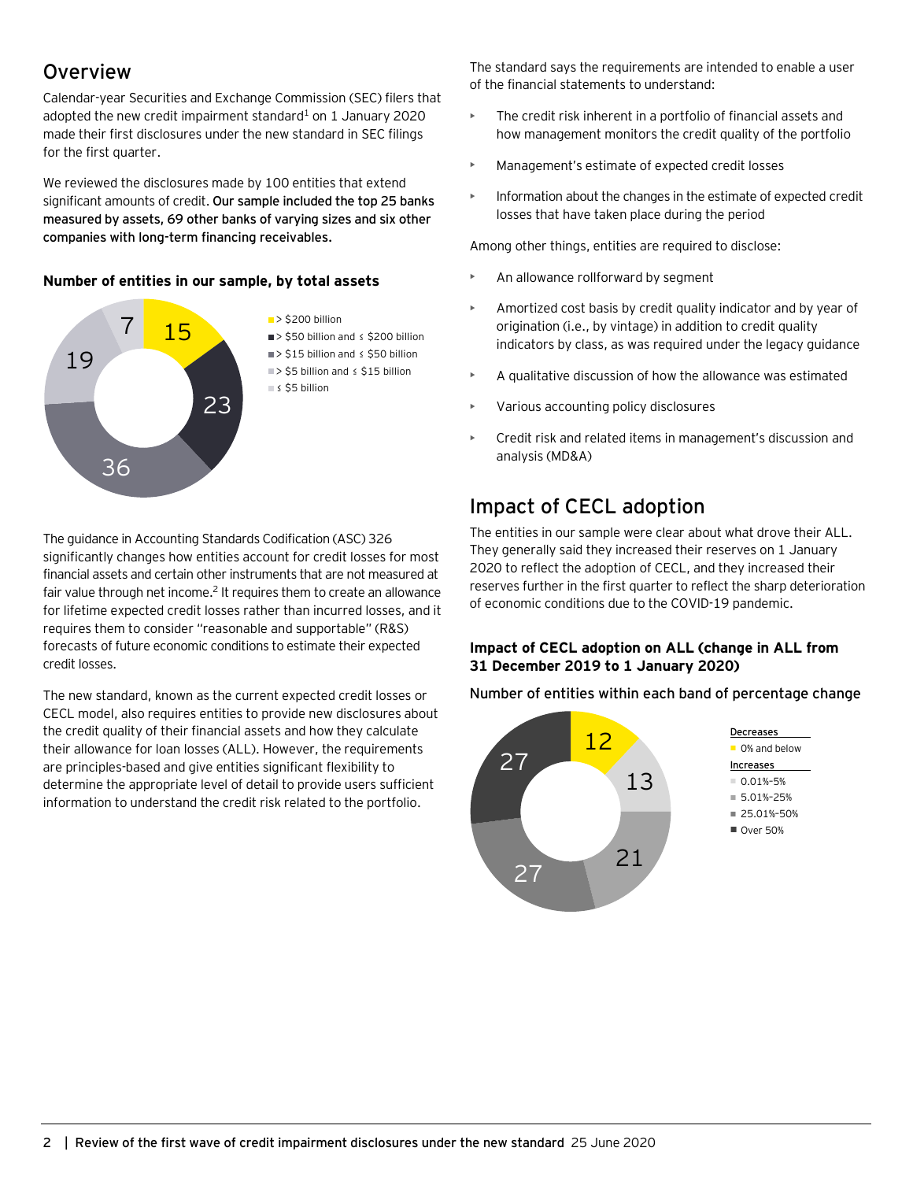## Overview

Calendar-year Securities and Exchange Commission (SEC) filers that adopted the new credit impairment standard[1] on 1 January 2020 made their first disclosures under the new standard in SEC filings for the first quarter.

We reviewed the disclosures made by 100 entities that extend significant amounts of credit. **Our sample included the top 25 banks measured by assets, 69 other banks of varying sizes and six other companies with long-term financing receivables.**

**Number of entities in our sample, by total assets**

| Total assets | Number of entities |
| --- | --- |
| > $200 billion | 15 |
| > $50 billion and ≤ $200 billion | 23 |
| > $15 billion and ≤ $50 billion | 36 |
| > $5 billion and ≤ $15 billion | 19 |
| ≤ $5 billion | 7 |

The guidance in Accounting Standards Codification (ASC) 326 significantly changes how entities account for credit losses for most financial assets and certain other instruments that are not measured at fair value through net income.[2] It requires them to create an allowance for lifetime expected credit losses rather than incurred losses, and it requires them to consider "reasonable and supportable" (R&S) forecasts of future economic conditions to estimate their expected credit losses.

The new standard, known as the current expected credit losses or CECL model, also requires entities to provide new disclosures about the credit quality of their financial assets and how they calculate their allowance for loan losses (ALL). However, the requirements are principles-based and give entities significant flexibility to determine the appropriate level of detail to provide users sufficient information to understand the credit risk related to the portfolio.

The standard says the requirements are intended to enable a user of the financial statements to understand:

- The credit risk inherent in a portfolio of financial assets and how management monitors the credit quality of the portfolio
- Management's estimate of expected credit losses
- Information about the changes in the estimate of expected credit losses that have taken place during the period

Among other things, entities are required to disclose:

- An allowance rollforward by segment
- Amortized cost basis by credit quality indicator and by year of origination (i.e., by vintage) in addition to credit quality indicators by class, as was required under the legacy guidance
- A qualitative discussion of how the allowance was estimated
- Various accounting policy disclosures
- Credit risk and related items in management's discussion and analysis (MD&A)

## Impact of CECL adoption

The entities in our sample were clear about what drove their ALL. They generally said they increased their reserves on 1 January 2020 to reflect the adoption of CECL, and they increased their reserves further in the first quarter to reflect the sharp deterioration of economic conditions due to the COVID-19 pandemic.

**Impact of CECL adoption on ALL (change in ALL from 31 December 2019 to 1 January 2020)**

Number of entities within each band of percentage change

| Band | Number of entities |
| --- | --- |
| **Decreases** | |
| 0% and below | 12 |
| **Increases** | |
| 0.01%–5% | 13 |
| 5.01%–25% | 21 |
| 25.01%–50% | 27 |
| Over 50% | 27 |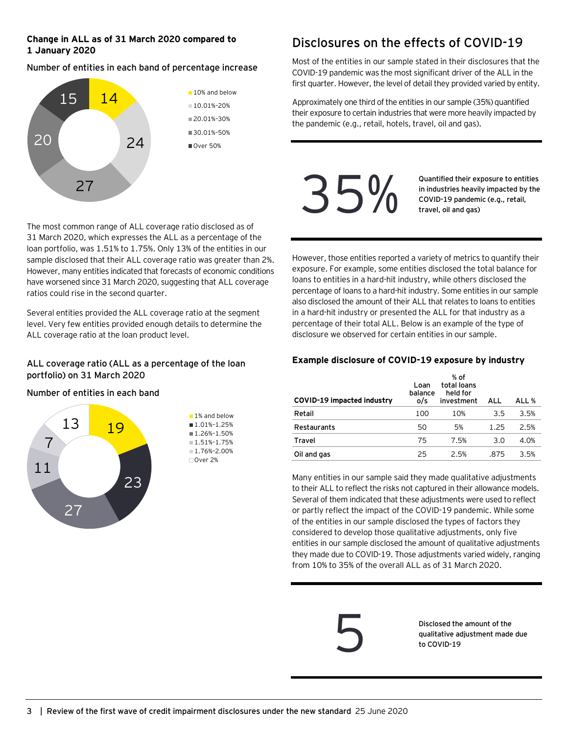**Change in ALL as of 31 March 2020 compared to 1 January 2020**

Number of entities in each band of percentage increase

| Band | Number of entities |
|---|---|
| 10% and below | 14 |
| 10.01%–20% | 24 |
| 20.01%–30% | 27 |
| 30.01%–50% | 20 |
| Over 50% | 15 |

The most common range of ALL coverage ratio disclosed as of 31 March 2020, which expresses the ALL as a percentage of the loan portfolio, was 1.51% to 1.75%. Only 13% of the entities in our sample disclosed that their ALL coverage ratio was greater than 2%. However, many entities indicated that forecasts of economic conditions have worsened since 31 March 2020, suggesting that ALL coverage ratios could rise in the second quarter.

Several entities provided the ALL coverage ratio at the segment level. Very few entities provided enough details to determine the ALL coverage ratio at the loan product level.

**ALL coverage ratio (ALL as a percentage of the loan portfolio) on 31 March 2020**

Number of entities in each band

| Band | Number of entities |
|---|---|
| 1% and below | 19 |
| 1.01%–1.25% | 23 |
| 1.26%–1.50% | 27 |
| 1.51%–1.75% | 11 |
| 1.76%–2.00% | 7 |
| Over 2% | 13 |

## Disclosures on the effects of COVID-19

Most of the entities in our sample stated in their disclosures that the COVID-19 pandemic was the most significant driver of the ALL in the first quarter. However, the level of detail they provided varied by entity.

Approximately one third of the entities in our sample (35%) quantified their exposure to certain industries that were more heavily impacted by the pandemic (e.g., retail, hotels, travel, oil and gas).

**35%** — **Quantified their exposure to entities in industries heavily impacted by the COVID-19 pandemic (e.g., retail, travel, oil and gas)**

However, those entities reported a variety of metrics to quantify their exposure. For example, some entities disclosed the total balance for loans to entities in a hard-hit industry, while others disclosed the percentage of loans to a hard-hit industry. Some entities in our sample also disclosed the amount of their ALL that relates to loans to entities in a hard-hit industry or presented the ALL for that industry as a percentage of their total ALL. Below is an example of the type of disclosure we observed for certain entities in our sample.

**Example disclosure of COVID-19 exposure by industry**

| COVID-19 impacted industry | Loan balance o/s | % of total loans held for investment | ALL | ALL % |
|---|---|---|---|---|
| Retail | 100 | 10% | 3.5 | 3.5% |
| Restaurants | 50 | 5% | 1.25 | 2.5% |
| Travel | 75 | 7.5% | 3.0 | 4.0% |
| Oil and gas | 25 | 2.5% | .875 | 3.5% |

Many entities in our sample said they made qualitative adjustments to their ALL to reflect the risks not captured in their allowance models. Several of them indicated that these adjustments were used to reflect or partly reflect the impact of the COVID-19 pandemic. While some of the entities in our sample disclosed the types of factors they considered to develop those qualitative adjustments, only five entities in our sample disclosed the amount of qualitative adjustments they made due to COVID-19. Those adjustments varied widely, ranging from 10% to 35% of the overall ALL as of 31 March 2020.

**5** — **Disclosed the amount of the qualitative adjustment made due to COVID-19**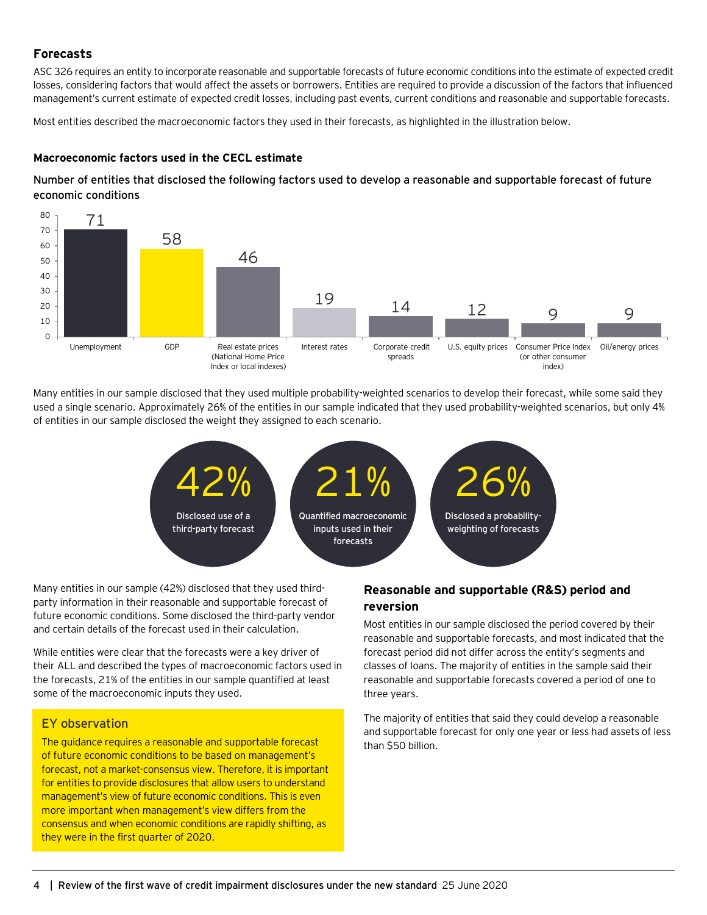## Forecasts

ASC 326 requires an entity to incorporate reasonable and supportable forecasts of future economic conditions into the estimate of expected credit losses, considering factors that would affect the assets or borrowers. Entities are required to provide a discussion of the factors that influenced management's current estimate of expected credit losses, including past events, current conditions and reasonable and supportable forecasts.

Most entities described the macroeconomic factors they used in their forecasts, as highlighted in the illustration below.

### Macroeconomic factors used in the CECL estimate

Number of entities that disclosed the following factors used to develop a reasonable and supportable forecast of future economic conditions

| Factor | Number of entities |
| --- | --- |
| Unemployment | 71 |
| GDP | 58 |
| Real estate prices (National Home Price Index or local indexes) | 46 |
| Interest rates | 19 |
| Corporate credit spreads | 14 |
| U.S. equity prices | 12 |
| Consumer Price Index (or other consumer index) | 9 |
| Oil/energy prices | 9 |

Many entities in our sample disclosed that they used multiple probability-weighted scenarios to develop their forecast, while some said they used a single scenario. Approximately 26% of the entities in our sample indicated that they used probability-weighted scenarios, but only 4% of entities in our sample disclosed the weight they assigned to each scenario.

**42%** Disclosed use of a third-party forecast

**21%** Quantified macroeconomic inputs used in their forecasts

**26%** Disclosed a probability-weighting of forecasts

Many entities in our sample (42%) disclosed that they used third-party information in their reasonable and supportable forecast of future economic conditions. Some disclosed the third-party vendor and certain details of the forecast used in their calculation.

While entities were clear that the forecasts were a key driver of their ALL and described the types of macroeconomic factors used in the forecasts, 21% of the entities in our sample quantified at least some of the macroeconomic inputs they used.

> **EY observation**
>
> The guidance requires a reasonable and supportable forecast of future economic conditions to be based on management's forecast, not a market-consensus view. Therefore, it is important for entities to provide disclosures that allow users to understand management's view of future economic conditions. This is even more important when management's view differs from the consensus and when economic conditions are rapidly shifting, as they were in the first quarter of 2020.

### Reasonable and supportable (R&S) period and reversion

Most entities in our sample disclosed the period covered by their reasonable and supportable forecasts, and most indicated that the forecast period did not differ across the entity's segments and classes of loans. The majority of entities in the sample said their reasonable and supportable forecasts covered a period of one to three years.

The majority of entities that said they could develop a reasonable and supportable forecast for only one year or less had assets of less than $50 billion.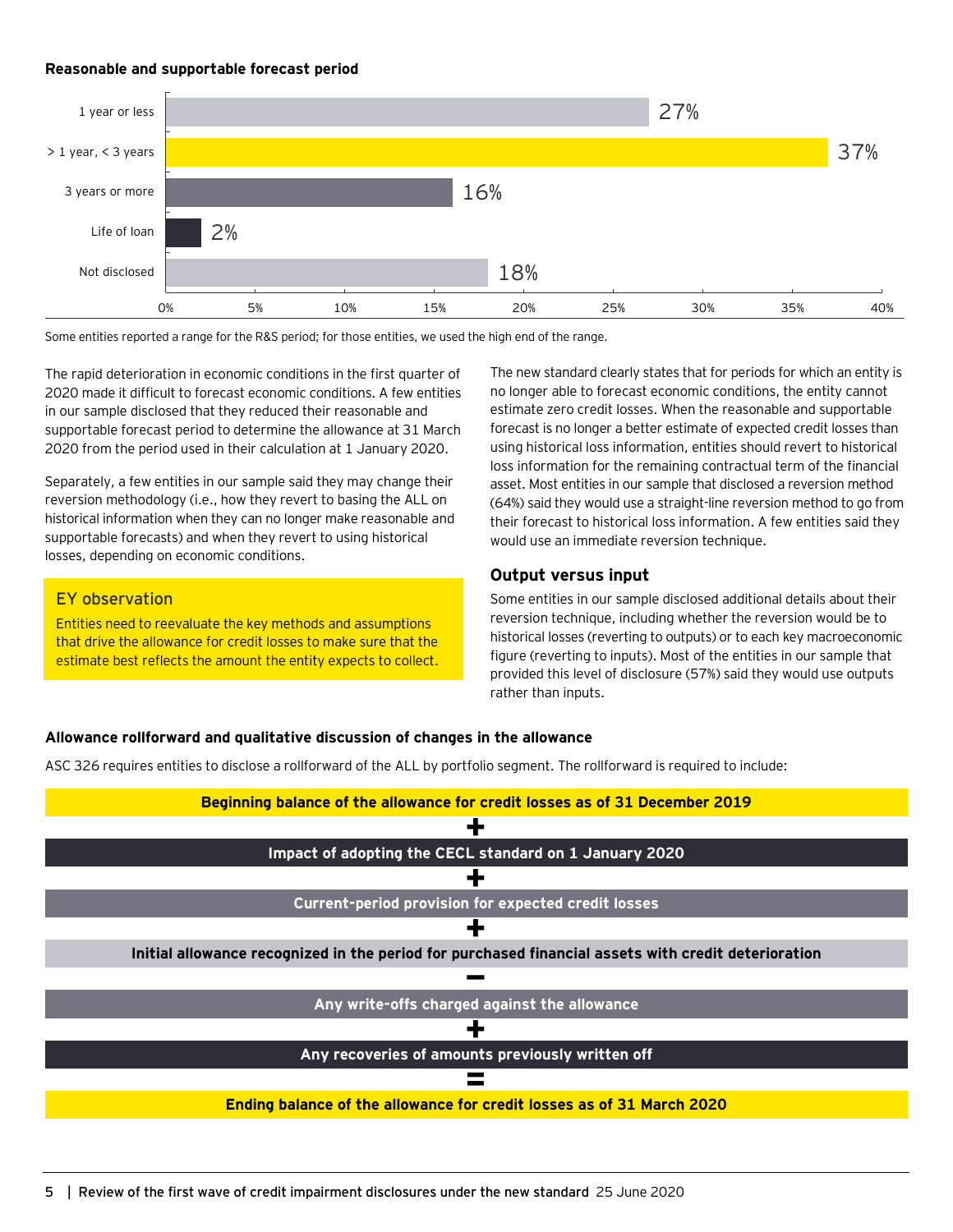**Reasonable and supportable forecast period**

| Reasonable and supportable forecast period | Percentage |
|---|---|
| 1 year or less | 27% |
| > 1 year, < 3 years | 37% |
| 3 years or more | 16% |
| Life of loan | 2% |
| Not disclosed | 18% |

Some entities reported a range for the R&S period; for those entities, we used the high end of the range.

The rapid deterioration in economic conditions in the first quarter of 2020 made it difficult to forecast economic conditions. A few entities in our sample disclosed that they reduced their reasonable and supportable forecast period to determine the allowance at 31 March 2020 from the period used in their calculation at 1 January 2020.

Separately, a few entities in our sample said they may change their reversion methodology (i.e., how they revert to basing the ALL on historical information when they can no longer make reasonable and supportable forecasts) and when they revert to using historical losses, depending on economic conditions.

> **EY observation**
>
> Entities need to reevaluate the key methods and assumptions that drive the allowance for credit losses to make sure that the estimate best reflects the amount the entity expects to collect.

The new standard clearly states that for periods for which an entity is no longer able to forecast economic conditions, the entity cannot estimate zero credit losses. When the reasonable and supportable forecast is no longer a better estimate of expected credit losses than using historical loss information, entities should revert to historical loss information for the remaining contractual term of the financial asset. Most entities in our sample that disclosed a reversion method (64%) said they would use a straight-line reversion method to go from their forecast to historical loss information. A few entities said they would use an immediate reversion technique.

### Output versus input

Some entities in our sample disclosed additional details about their reversion technique, including whether the reversion would be to historical losses (reverting to outputs) or to each key macroeconomic figure (reverting to inputs). Most of the entities in our sample that provided this level of disclosure (57%) said they would use outputs rather than inputs.

**Allowance rollforward and qualitative discussion of changes in the allowance**

ASC 326 requires entities to disclose a rollforward of the ALL by portfolio segment. The rollforward is required to include:

**Beginning balance of the allowance for credit losses as of 31 December 2019**

**+**

**Impact of adopting the CECL standard on 1 January 2020**

**+**

**Current-period provision for expected credit losses**

**+**

**Initial allowance recognized in the period for purchased financial assets with credit deterioration**

**−**

**Any write-offs charged against the allowance**

**+**

**Any recoveries of amounts previously written off**

**=**

**Ending balance of the allowance for credit losses as of 31 March 2020**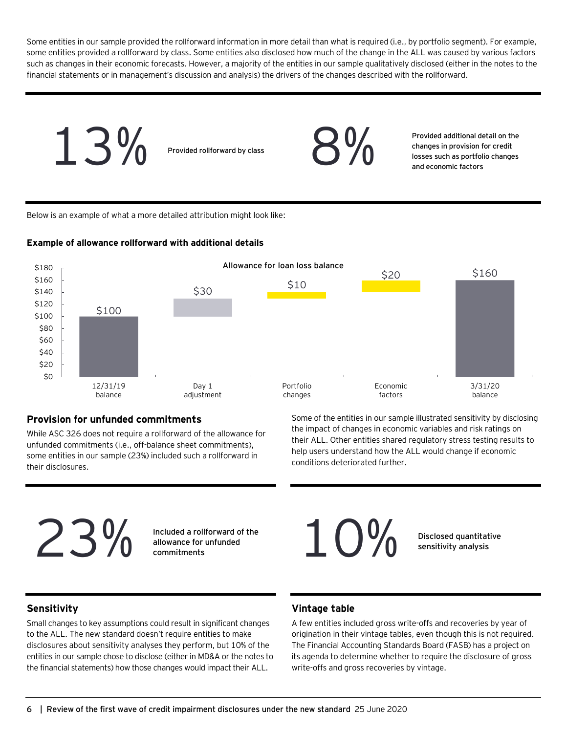Some entities in our sample provided the rollforward information in more detail than what is required (i.e., by portfolio segment). For example, some entities provided a rollforward by class. Some entities also disclosed how much of the change in the ALL was caused by various factors such as changes in their economic forecasts. However, a majority of the entities in our sample qualitatively disclosed (either in the notes to the financial statements or in management's discussion and analysis) the drivers of the changes described with the rollforward.

**13%** Provided rollforward by class

**8%** Provided additional detail on the changes in provision for credit losses such as portfolio changes and economic factors

Below is an example of what a more detailed attribution might look like:

**Example of allowance rollforward with additional details**

Allowance for loan loss balance

| 12/31/19 balance | Day 1 adjustment | Portfolio changes | Economic factors | 3/31/20 balance |
|---|---|---|---|---|
| $100 | $30 | $10 | $20 | $160 |

## Provision for unfunded commitments

While ASC 326 does not require a rollforward of the allowance for unfunded commitments (i.e., off-balance sheet commitments), some entities in our sample (23%) included such a rollforward in their disclosures.

**23%** Included a rollforward of the allowance for unfunded commitments

## Sensitivity

Small changes to key assumptions could result in significant changes to the ALL. The new standard doesn't require entities to make disclosures about sensitivity analyses they perform, but 10% of the entities in our sample chose to disclose (either in MD&A or the notes to the financial statements) how those changes would impact their ALL.

Some of the entities in our sample illustrated sensitivity by disclosing the impact of changes in economic variables and risk ratings on their ALL. Other entities shared regulatory stress testing results to help users understand how the ALL would change if economic conditions deteriorated further.

**10%** Disclosed quantitative sensitivity analysis

## Vintage table

A few entities included gross write-offs and recoveries by year of origination in their vintage tables, even though this is not required. The Financial Accounting Standards Board (FASB) has a project on its agenda to determine whether to require the disclosure of gross write-offs and gross recoveries by vintage.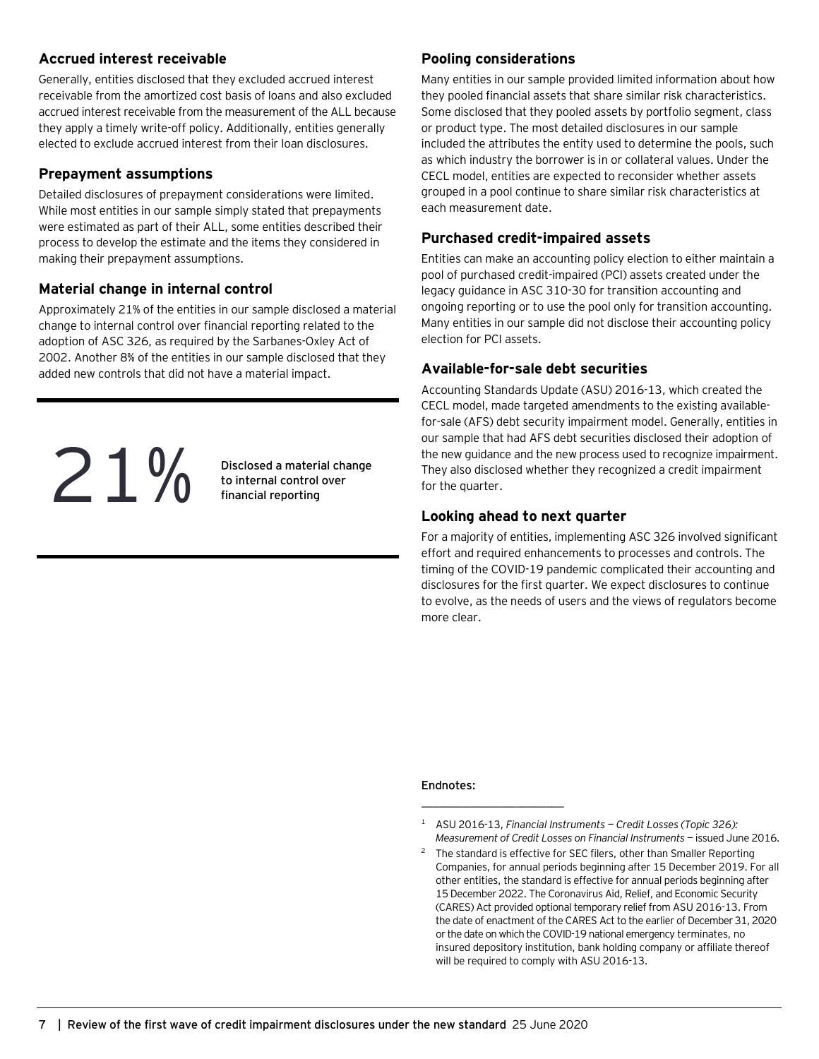## Accrued interest receivable

Generally, entities disclosed that they excluded accrued interest receivable from the amortized cost basis of loans and also excluded accrued interest receivable from the measurement of the ALL because they apply a timely write-off policy. Additionally, entities generally elected to exclude accrued interest from their loan disclosures.

## Prepayment assumptions

Detailed disclosures of prepayment considerations were limited. While most entities in our sample simply stated that prepayments were estimated as part of their ALL, some entities described their process to develop the estimate and the items they considered in making their prepayment assumptions.

## Material change in internal control

Approximately 21% of the entities in our sample disclosed a material change to internal control over financial reporting related to the adoption of ASC 326, as required by the Sarbanes-Oxley Act of 2002. Another 8% of the entities in our sample disclosed that they added new controls that did not have a material impact.

**21%** Disclosed a material change to internal control over financial reporting

## Pooling considerations

Many entities in our sample provided limited information about how they pooled financial assets that share similar risk characteristics. Some disclosed that they pooled assets by portfolio segment, class or product type. The most detailed disclosures in our sample included the attributes the entity used to determine the pools, such as which industry the borrower is in or collateral values. Under the CECL model, entities are expected to reconsider whether assets grouped in a pool continue to share similar risk characteristics at each measurement date.

## Purchased credit-impaired assets

Entities can make an accounting policy election to either maintain a pool of purchased credit-impaired (PCI) assets created under the legacy guidance in ASC 310-30 for transition accounting and ongoing reporting or to use the pool only for transition accounting. Many entities in our sample did not disclose their accounting policy election for PCI assets.

## Available-for-sale debt securities

Accounting Standards Update (ASU) 2016-13, which created the CECL model, made targeted amendments to the existing available-for-sale (AFS) debt security impairment model. Generally, entities in our sample that had AFS debt securities disclosed their adoption of the new guidance and the new process used to recognize impairment. They also disclosed whether they recognized a credit impairment for the quarter.

## Looking ahead to next quarter

For a majority of entities, implementing ASC 326 involved significant effort and required enhancements to processes and controls. The timing of the COVID-19 pandemic complicated their accounting and disclosures for the first quarter. We expect disclosures to continue to evolve, as the needs of users and the views of regulators become more clear.

**Endnotes:**

[1] ASU 2016-13, *Financial Instruments — Credit Losses (Topic 326): Measurement of Credit Losses on Financial Instruments* — issued June 2016.

[2] The standard is effective for SEC filers, other than Smaller Reporting Companies, for annual periods beginning after 15 December 2019. For all other entities, the standard is effective for annual periods beginning after 15 December 2022. The Coronavirus Aid, Relief, and Economic Security (CARES) Act provided optional temporary relief from ASU 2016-13. From the date of enactment of the CARES Act to the earlier of December 31, 2020 or the date on which the COVID-19 national emergency terminates, no insured depository institution, bank holding company or affiliate thereof will be required to comply with ASU 2016-13.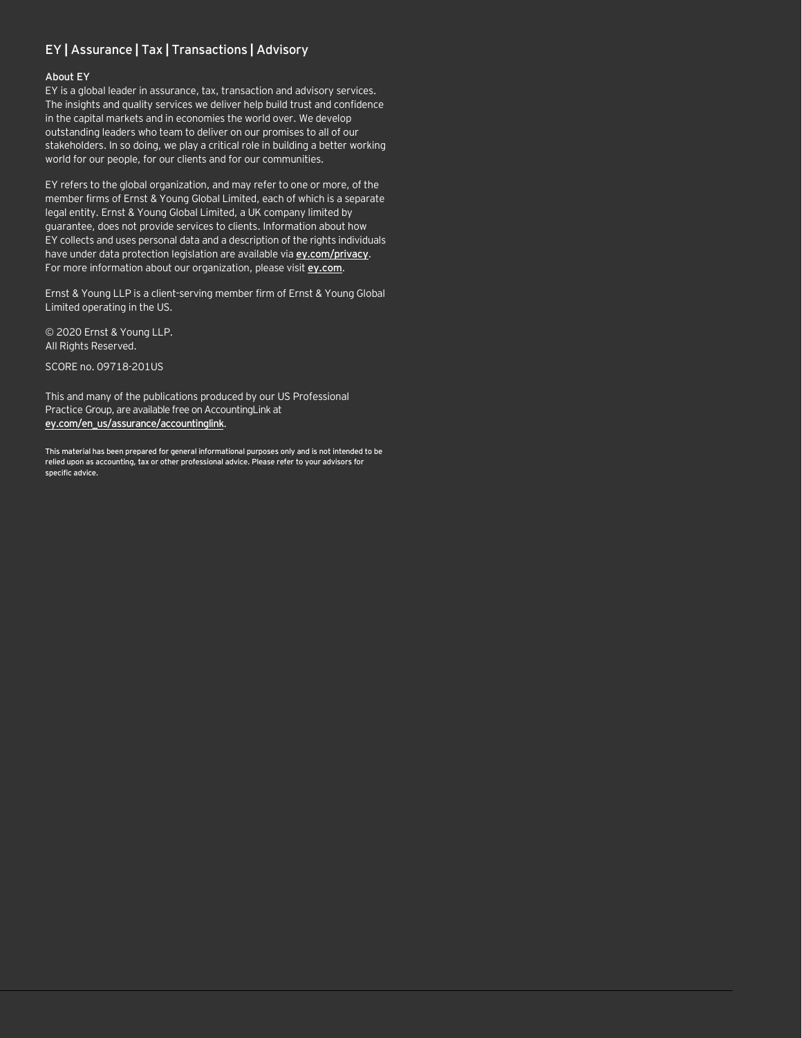## EY | Assurance | Tax | Transactions | Advisory

**About EY**

EY is a global leader in assurance, tax, transaction and advisory services. The insights and quality services we deliver help build trust and confidence in the capital markets and in economies the world over. We develop outstanding leaders who team to deliver on our promises to all of our stakeholders. In so doing, we play a critical role in building a better working world for our people, for our clients and for our communities.

EY refers to the global organization, and may refer to one or more, of the member firms of Ernst & Young Global Limited, each of which is a separate legal entity. Ernst & Young Global Limited, a UK company limited by guarantee, does not provide services to clients. Information about how EY collects and uses personal data and a description of the rights individuals have under data protection legislation are available via **ey.com/privacy**. For more information about our organization, please visit **ey.com**.

Ernst & Young LLP is a client-serving member firm of Ernst & Young Global Limited operating in the US.

© 2020 Ernst & Young LLP.
All Rights Reserved.

SCORE no. 09718-201US

This and many of the publications produced by our US Professional Practice Group, are available free on AccountingLink at **ey.com/en_us/assurance/accountinglink**.

**This material has been prepared for general informational purposes only and is not intended to be relied upon as accounting, tax or other professional advice. Please refer to your advisors for specific advice.**